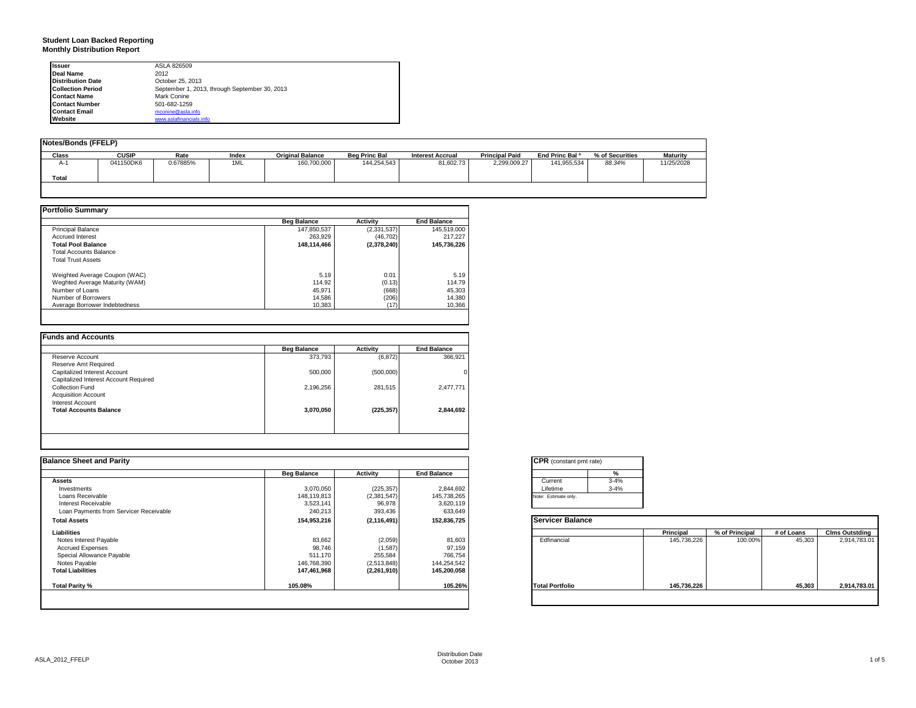**Student Loan Backed Reporting**
**Monthly Distribution Report**

| | |
|---|---|
| **Issuer** | ASLA 826509 |
| **Deal Name** | 2012 |
| **Distribution Date** | October 25, 2013 |
| **Collection Period** | September 1, 2013, through September 30, 2013 |
| **Contact Name** | Mark Conine |
| **Contact Number** | 501-682-1259 |
| **Contact Email** | mconine@asla.info |
| **Website** | www.aslafinancials.info |

**Notes/Bonds (FFELP)**

| Class | CUSIP | Rate | Index | Original Balance | Beg Princ Bal | Interest Accrual | Principal Paid | End Princ Bal ª | % of Securities | Maturity |
|---|---|---|---|---|---|---|---|---|---|---|
| A-1 | 041150DK6 | 0.67885% | 1ML | 160,700,000 | 144,254,543 | 81,602.73 | 2,299,009.27 | 141,955,534 | 88.34% | 11/25/2028 |
| **Total** | | | | | | | | | | |

**Portfolio Summary**

| | Beg Balance | Activity | End Balance |
|---|---|---|---|
| Principal Balance | 147,850,537 | (2,331,537) | 145,519,000 |
| Accrued Interest | 263,929 | (46,702) | 217,227 |
| **Total Pool Balance** | **148,114,466** | **(2,378,240)** | **145,736,226** |
| Total Accounts Balance | | | |
| Total Trust Assets | | | |
| | | | |
| Weighted Average Coupon (WAC) | 5.19 | 0.01 | 5.19 |
| Weghted Average Maturity (WAM) | 114.92 | (0.13) | 114.79 |
| Number of Loans | 45,971 | (668) | 45,303 |
| Number of Borrowers | 14,586 | (206) | 14,380 |
| Average Borrower Indebtedness | 10,383 | (17) | 10,366 |

**Funds and Accounts**

| | Beg Balance | Activity | End Balance |
|---|---|---|---|
| Reserve Account | 373,793 | (6,872) | 366,921 |
| Reserve Amt Required | | | |
| Capitalized Interest Account | 500,000 | (500,000) | 0 |
| Capitalized Interest Account Required | | | |
| Collection Fund | 2,196,256 | 281,515 | 2,477,771 |
| Acquisition Account | | | |
| Interest Account | | | |
| **Total Accounts Balance** | **3,070,050** | **(225,357)** | **2,844,692** |

**Balance Sheet and Parity**

| | Beg Balance | Activity | End Balance |
|---|---|---|---|
| **Assets** | | | |
| Investments | 3,070,050 | (225,357) | 2,844,692 |
| Loans Receivable | 148,119,813 | (2,381,547) | 145,738,265 |
| Interest Receivable | 3,523,141 | 96,978 | 3,620,119 |
| Loan Payments from Servicer Receivable | 240,213 | 393,436 | 633,649 |
| **Total Assets** | **154,953,216** | **(2,116,491)** | **152,836,725** |
| **Liabilities** | | | |
| Notes Interest Payable | 83,662 | (2,059) | 81,603 |
| Accrued Expenses | 98,746 | (1,587) | 97,159 |
| Special Allowance Payable | 511,170 | 255,584 | 766,754 |
| Notes Payable | 146,768,390 | (2,513,848) | 144,254,542 |
| **Total Liabilities** | **147,461,968** | **(2,261,910)** | **145,200,058** |
| | | | |
| **Total Parity %** | **105.08%** | | **105.26%** |

**CPR** (constant pmt rate)

| | % |
|---|---|
| Current | 3-4% |
| Lifetime | 3-4% |

Note: Estimate only.

**Servicer Balance**

| | Principal | % of Principal | # of Loans | Clms Outstding |
|---|---|---|---|---|
| Edfinancial | 145,736,226 | 100.00% | 45,303 | 2,914,783.01 |
| **Total Portfolio** | **145,736,226** | | **45,303** | **2,914,783.01** |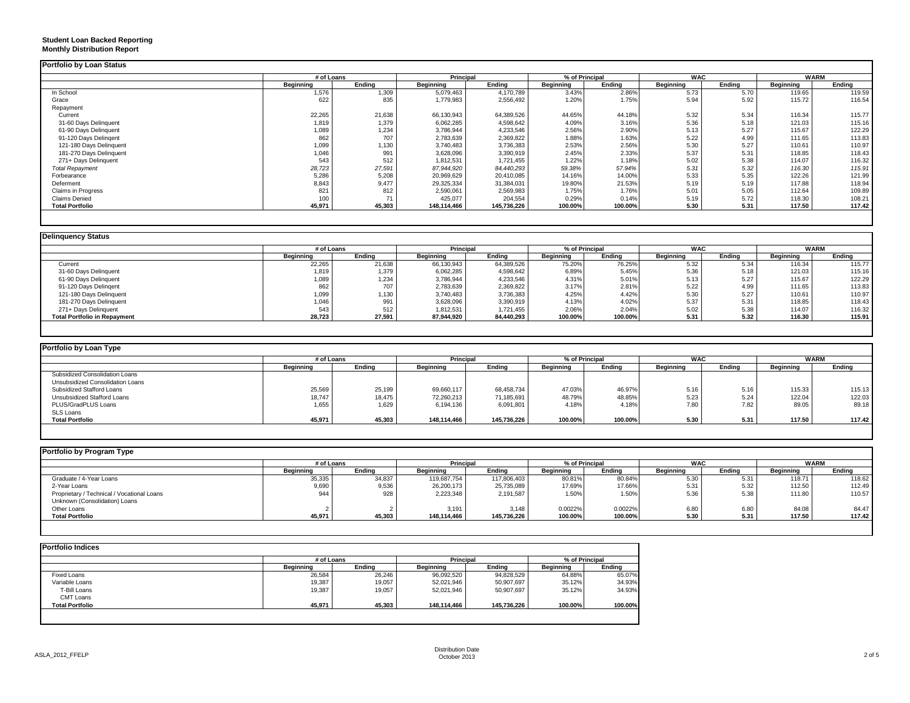**Student Loan Backed Reporting**
**Monthly Distribution Report**

**Portfolio by Loan Status**

| | # of Loans | | Principal | | % of Principal | | WAC | | WARM | |
|---|---|---|---|---|---|---|---|---|---|---|
| | Beginning | Ending | Beginning | Ending | Beginning | Ending | Beginning | Ending | Beginning | Ending |
| In School | 1,576 | 1,309 | 5,079,463 | 4,170,789 | 3.43% | 2.86% | 5.73 | 5.70 | 119.65 | 119.59 |
| Grace | 622 | 835 | 1,779,983 | 2,556,492 | 1.20% | 1.75% | 5.94 | 5.92 | 115.72 | 116.54 |
| Repayment | | | | | | | | | | |
| Current | 22,265 | 21,638 | 66,130,943 | 64,389,526 | 44.65% | 44.18% | 5.32 | 5.34 | 116.34 | 115.77 |
| 31-60 Days Delinquent | 1,819 | 1,379 | 6,062,285 | 4,598,642 | 4.09% | 3.16% | 5.36 | 5.18 | 121.03 | 115.16 |
| 61-90 Days Delinquent | 1,089 | 1,234 | 3,786,944 | 4,233,546 | 2.56% | 2.90% | 5.13 | 5.27 | 115.67 | 122.29 |
| 91-120 Days Delingent | 862 | 707 | 2,783,639 | 2,369,822 | 1.88% | 1.63% | 5.22 | 4.99 | 111.65 | 113.83 |
| 121-180 Days Delinquent | 1,099 | 1,130 | 3,740,483 | 3,736,383 | 2.53% | 2.56% | 5.30 | 5.27 | 110.61 | 110.97 |
| 181-270 Days Delinquent | 1,046 | 991 | 3,628,096 | 3,390,919 | 2.45% | 2.33% | 5.37 | 5.31 | 118.85 | 118.43 |
| 271+ Days Delinquent | 543 | 512 | 1,812,531 | 1,721,455 | 1.22% | 1.18% | 5.02 | 5.38 | 114.07 | 116.32 |
| *Total Repayment* | *28,723* | *27,591* | *87,944,920* | *84,440,293* | *59.38%* | *57.94%* | *5.31* | *5.32* | *116.30* | *115.91* |
| Forbearance | 5,286 | 5,208 | 20,969,629 | 20,410,085 | 14.16% | 14.00% | 5.33 | 5.35 | 122.26 | 121.99 |
| Deferment | 8,843 | 9,477 | 29,325,334 | 31,384,031 | 19.80% | 21.53% | 5.19 | 5.19 | 117.88 | 118.94 |
| Claims in Progress | 821 | 812 | 2,590,061 | 2,569,983 | 1.75% | 1.76% | 5.01 | 5.05 | 112.64 | 109.89 |
| Claims Denied | 100 | 71 | 425,077 | 204,554 | 0.29% | 0.14% | 5.19 | 5.72 | 118.30 | 108.21 |
| **Total Portfolio** | **45,971** | **45,303** | **148,114,466** | **145,736,226** | **100.00%** | **100.00%** | **5.30** | **5.31** | **117.50** | **117.42** |

**Delinquency Status**

| | # of Loans | | Principal | | % of Principal | | WAC | | WARM | |
|---|---|---|---|---|---|---|---|---|---|---|
| | Beginning | Ending | Beginning | Ending | Beginning | Ending | Beginning | Ending | Beginning | Ending |
| Current | 22,265 | 21,638 | 66,130,943 | 64,389,526 | 75.20% | 76.25% | 5.32 | 5.34 | 116.34 | 115.77 |
| 31-60 Days Delinquent | 1,819 | 1,379 | 6,062,285 | 4,598,642 | 6.89% | 5.45% | 5.36 | 5.18 | 121.03 | 115.16 |
| 61-90 Days Delinquent | 1,089 | 1,234 | 3,786,944 | 4,233,546 | 4.31% | 5.01% | 5.13 | 5.27 | 115.67 | 122.29 |
| 91-120 Days Delingent | 862 | 707 | 2,783,639 | 2,369,822 | 3.17% | 2.81% | 5.22 | 4.99 | 111.65 | 113.83 |
| 121-180 Days Delinquent | 1,099 | 1,130 | 3,740,483 | 3,736,383 | 4.25% | 4.42% | 5.30 | 5.27 | 110.61 | 110.97 |
| 181-270 Days Delinquent | 1,046 | 991 | 3,628,096 | 3,390,919 | 4.13% | 4.02% | 5.37 | 5.31 | 118.85 | 118.43 |
| 271+ Days Delinquent | 543 | 512 | 1,812,531 | 1,721,455 | 2.06% | 2.04% | 5.02 | 5.38 | 114.07 | 116.32 |
| **Total Portfolio in Repayment** | **28,723** | **27,591** | **87,944,920** | **84,440,293** | **100.00%** | **100.00%** | **5.31** | **5.32** | **116.30** | **115.91** |

**Portfolio by Loan Type**

| | # of Loans | | Principal | | % of Principal | | WAC | | WARM | |
|---|---|---|---|---|---|---|---|---|---|---|
| | Beginning | Ending | Beginning | Ending | Beginning | Ending | Beginning | Ending | Beginning | Ending |
| Subsidized Consolidation Loans | | | | | | | | | | |
| Unsubsidized Consolidation Loans | | | | | | | | | | |
| Subsidized Stafford Loans | 25,569 | 25,199 | 69,660,117 | 68,458,734 | 47.03% | 46.97% | 5.16 | 5.16 | 115.33 | 115.13 |
| Unsubsidized Stafford Loans | 18,747 | 18,475 | 72,260,213 | 71,185,691 | 48.79% | 48.85% | 5.23 | 5.24 | 122.04 | 122.03 |
| PLUS/GradPLUS Loans | 1,655 | 1,629 | 6,194,136 | 6,091,801 | 4.18% | 4.18% | 7.80 | 7.82 | 89.05 | 89.18 |
| SLS Loans | | | | | | | | | | |
| **Total Portfolio** | **45,971** | **45,303** | **148,114,466** | **145,736,226** | **100.00%** | **100.00%** | **5.30** | **5.31** | **117.50** | **117.42** |

**Portfolio by Program Type**

| | # of Loans | | Principal | | % of Principal | | WAC | | WARM | |
|---|---|---|---|---|---|---|---|---|---|---|
| | Beginning | Ending | Beginning | Ending | Beginning | Ending | Beginning | Ending | Beginning | Ending |
| Graduate / 4-Year Loans | 35,335 | 34,837 | 119,687,754 | 117,806,403 | 80.81% | 80.84% | 5.30 | 5.31 | 118.71 | 118.62 |
| 2-Year Loans | 9,690 | 9,536 | 26,200,173 | 25,735,089 | 17.69% | 17.66% | 5.31 | 5.32 | 112.50 | 112.49 |
| Proprietary / Technical / Vocational Loans | 944 | 928 | 2,223,348 | 2,191,587 | 1.50% | 1.50% | 5.36 | 5.38 | 111.80 | 110.57 |
| Unknown (Consolidation) Loans | | | | | | | | | | |
| Other Loans | 2 | 2 | 3,191 | 3,148 | 0.0022% | 0.0022% | 6.80 | 6.80 | 84.08 | 84.47 |
| **Total Portfolio** | **45,971** | **45,303** | **148,114,466** | **145,736,226** | **100.00%** | **100.00%** | **5.30** | **5.31** | **117.50** | **117.42** |

**Portfolio Indices**

| | # of Loans | | Principal | | % of Principal | |
|---|---|---|---|---|---|---|
| | Beginning | Ending | Beginning | Ending | Beginning | Ending |
| Fixed Loans | 26,584 | 26,246 | 96,092,520 | 94,828,529 | 64.88% | 65.07% |
| Variable Loans | 19,387 | 19,057 | 52,021,946 | 50,907,697 | 35.12% | 34.93% |
| T-Bill Loans | 19,387 | 19,057 | 52,021,946 | 50,907,697 | 35.12% | 34.93% |
| CMT Loans | | | | | | |
| **Total Portfolio** | **45,971** | **45,303** | **148,114,466** | **145,736,226** | **100.00%** | **100.00%** |

ASLA_2012_FFELP

Distribution Date
October 2013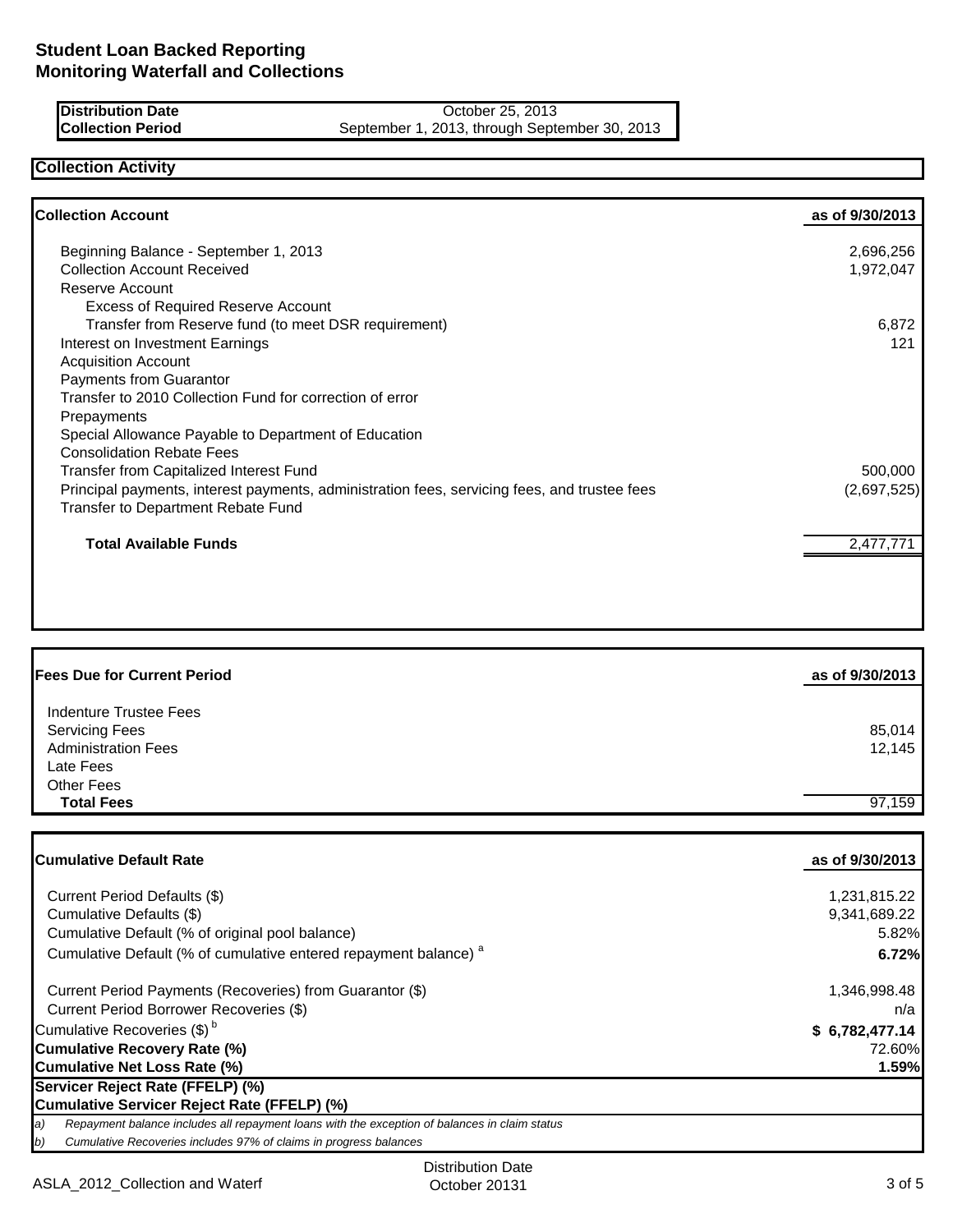# Student Loan Backed Reporting
# Monitoring Waterfall and Collections

| | |
|---|---|
| **Distribution Date** | October 25, 2013 |
| **Collection Period** | September 1, 2013, through September 30, 2013 |

## Collection Activity

| **Collection Account** | **as of 9/30/2013** |
|---|---|
| Beginning Balance - September 1, 2013 | 2,696,256 |
| Collection Account Received | 1,972,047 |
| Reserve Account | |
| Excess of Required Reserve Account | |
| Transfer from Reserve fund (to meet DSR requirement) | 6,872 |
| Interest on Investment Earnings | 121 |
| Acquisition Account | |
| Payments from Guarantor | |
| Transfer to 2010 Collection Fund for correction of error | |
| Prepayments | |
| Special Allowance Payable to Department of Education | |
| Consolidation Rebate Fees | |
| Transfer from Capitalized Interest Fund | 500,000 |
| Principal payments, interest payments, administration fees, servicing fees, and trustee fees | (2,697,525) |
| Transfer to Department Rebate Fund | |
| **Total Available Funds** | 2,477,771 |

| **Fees Due for Current Period** | **as of 9/30/2013** |
|---|---|
| Indenture Trustee Fees | |
| Servicing Fees | 85,014 |
| Administration Fees | 12,145 |
| Late Fees | |
| Other Fees | |
| **Total Fees** | 97,159 |

| **Cumulative Default Rate** | **as of 9/30/2013** |
|---|---|
| Current Period Defaults ($) | 1,231,815.22 |
| Cumulative Defaults ($) | 9,341,689.22 |
| Cumulative Default (% of original pool balance) | 5.82% |
| Cumulative Default (% of cumulative entered repayment balance) [a] | **6.72%** |
| Current Period Payments (Recoveries) from Guarantor ($) | 1,346,998.48 |
| Current Period Borrower Recoveries ($) | n/a |
| Cumulative Recoveries ($) [b] | **$ 6,782,477.14** |
| **Cumulative Recovery Rate (%)** | 72.60% |
| **Cumulative Net Loss Rate (%)** | **1.59%** |
| **Servicer Reject Rate (FFELP) (%)** | |
| **Cumulative Servicer Reject Rate (FFELP) (%)** | |

*a) Repayment balance includes all repayment loans with the exception of balances in claim status*

*b) Cumulative Recoveries includes 97% of claims in progress balances*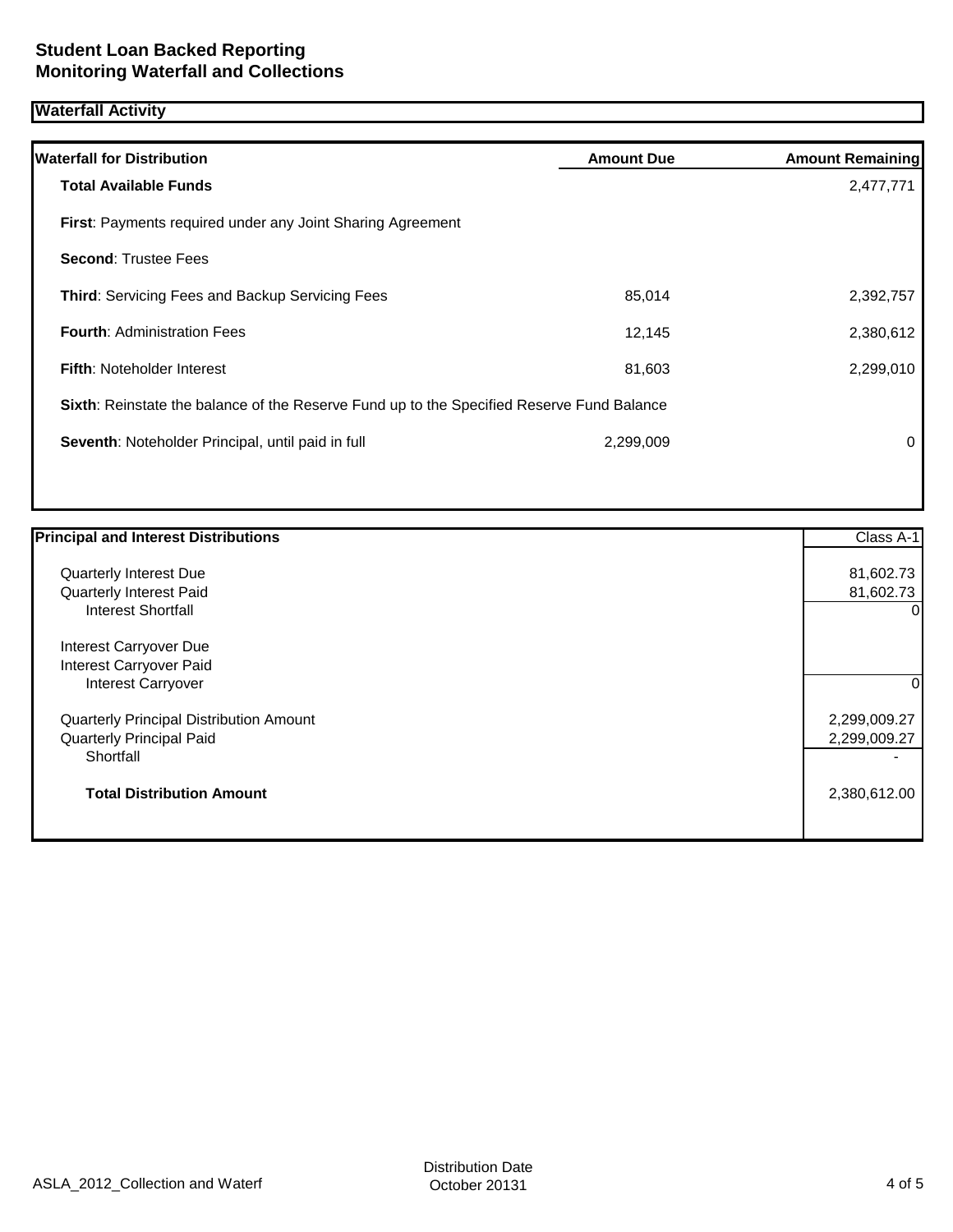# Student Loan Backed Reporting
# Monitoring Waterfall and Collections

## Waterfall Activity

| Waterfall for Distribution | Amount Due | Amount Remaining |
| --- | --- | --- |
| **Total Available Funds** | | 2,477,771 |
| **First**: Payments required under any Joint Sharing Agreement | | |
| **Second**: Trustee Fees | | |
| **Third**: Servicing Fees and Backup Servicing Fees | 85,014 | 2,392,757 |
| **Fourth**: Administration Fees | 12,145 | 2,380,612 |
| **Fifth**: Noteholder Interest | 81,603 | 2,299,010 |
| **Sixth**: Reinstate the balance of the Reserve Fund up to the Specified Reserve Fund Balance | | |
| **Seventh**: Noteholder Principal, until paid in full | 2,299,009 | 0 |

| Principal and Interest Distributions | Class A-1 |
| --- | --- |
| Quarterly Interest Due | 81,602.73 |
| Quarterly Interest Paid | 81,602.73 |
| Interest Shortfall | 0 |
| Interest Carryover Due | |
| Interest Carryover Paid | |
| Interest Carryover | 0 |
| Quarterly Principal Distribution Amount | 2,299,009.27 |
| Quarterly Principal Paid | 2,299,009.27 |
| Shortfall | - |
| **Total Distribution Amount** | 2,380,612.00 |

ASLA_2012_Collection and Waterf

Distribution Date
October 20131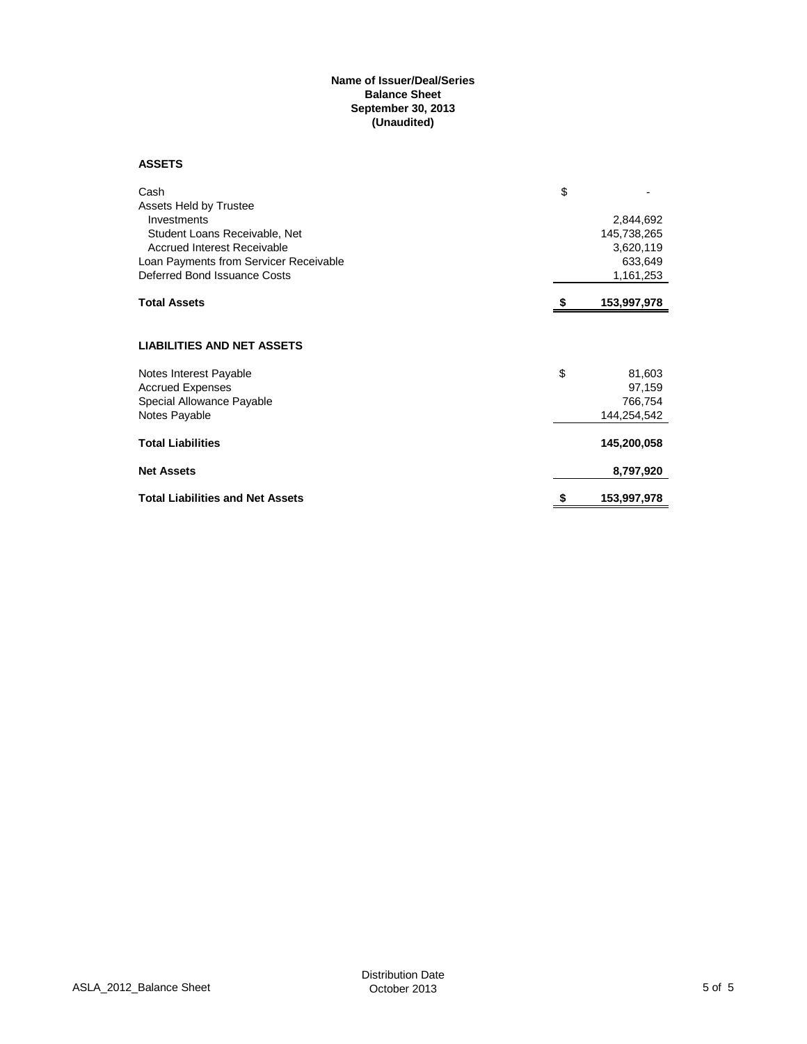**Name of Issuer/Deal/Series**
**Balance Sheet**
**September 30, 2013**
**(Unaudited)**

**ASSETS**

| | | |
|---|---|---|
| Cash | $ | - |
| Assets Held by Trustee | | |
| Investments | | 2,844,692 |
| Student Loans Receivable, Net | | 145,738,265 |
| Accrued Interest Receivable | | 3,620,119 |
| Loan Payments from Servicer Receivable | | 633,649 |
| Deferred Bond Issuance Costs | | 1,161,253 |
| **Total Assets** | **$** | **153,997,978** |

**LIABILITIES AND NET ASSETS**

| | | |
|---|---|---|
| Notes Interest Payable | $ | 81,603 |
| Accrued Expenses | | 97,159 |
| Special Allowance Payable | | 766,754 |
| Notes Payable | | 144,254,542 |
| **Total Liabilities** | | **145,200,058** |
| **Net Assets** | | **8,797,920** |
| **Total Liabilities and Net Assets** | **$** | **153,997,978** |

ASLA_2012_Balance Sheet

Distribution Date
October 2013